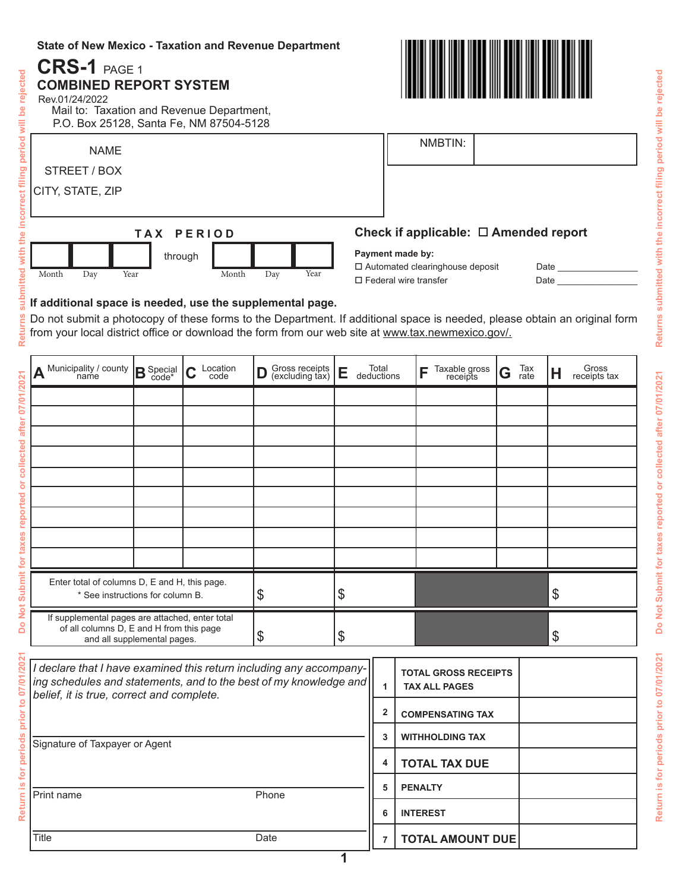State of New Mexico - Taxation and Revenue Department

# CRS-1 PAGE 1

## COMBINED REPORT SYSTEM

Rev.01/24/2022

Mail to: Taxation and Revenue Department,
P.O. Box 25128, Santa Fe, NM 87504-5128

Returns submitted with the incorrect filing period will be rejected

Do Not Submit for taxes reported or collected after 07/01/2021

Return is for periods prior to 07/01/2021

NAME

STREET / BOX

CITY, STATE, ZIP

NMBTIN:

**TAX PERIOD**

| Month | Day | Year | through | Month | Day | Year |
|---|---|---|---|---|---|---|
| | | | | | | |

**Check if applicable:** ☐ **Amended report**

**Payment made by:**

☐ Automated clearinghouse deposit Date ____________

☐ Federal wire transfer Date ____________

**If additional space is needed, use the supplemental page.**

Do not submit a photocopy of these forms to the Department. If additional space is needed, please obtain an original form from your local district office or download the form from our web site at www.tax.newmexico.gov/.

| A Municipality / county name | B Special code* | C Location code | D Gross receipts (excluding tax) | E Total deductions | F Taxable gross receipts | G Tax rate | H Gross receipts tax |
|---|---|---|---|---|---|---|---|
| | | | | | | | |
| | | | | | | | |
| | | | | | | | |
| | | | | | | | |
| | | | | | | | |
| | | | | | | | |
| | | | | | | | |
| | | | | | | | |
| | | | | | | | |
| Enter total of columns D, E and H, this page. * See instructions for column B. | | | $ | $ | | | $ |
| If supplemental pages are attached, enter total of all columns D, E and H from this page and all supplemental pages. | | | $ | $ | | | $ |

*I declare that I have examined this return including any accompanying schedules and statements, and to the best of my knowledge and belief, it is true, correct and complete.*

Signature of Taxpayer or Agent

Print name Phone

Title Date

| | | |
|---|---|---|
| 1 | TOTAL GROSS RECEIPTS TAX ALL PAGES | |
| 2 | COMPENSATING TAX | |
| 3 | WITHHOLDING TAX | |
| 4 | **TOTAL TAX DUE** | |
| 5 | PENALTY | |
| 6 | INTEREST | |
| 7 | **TOTAL AMOUNT DUE** | |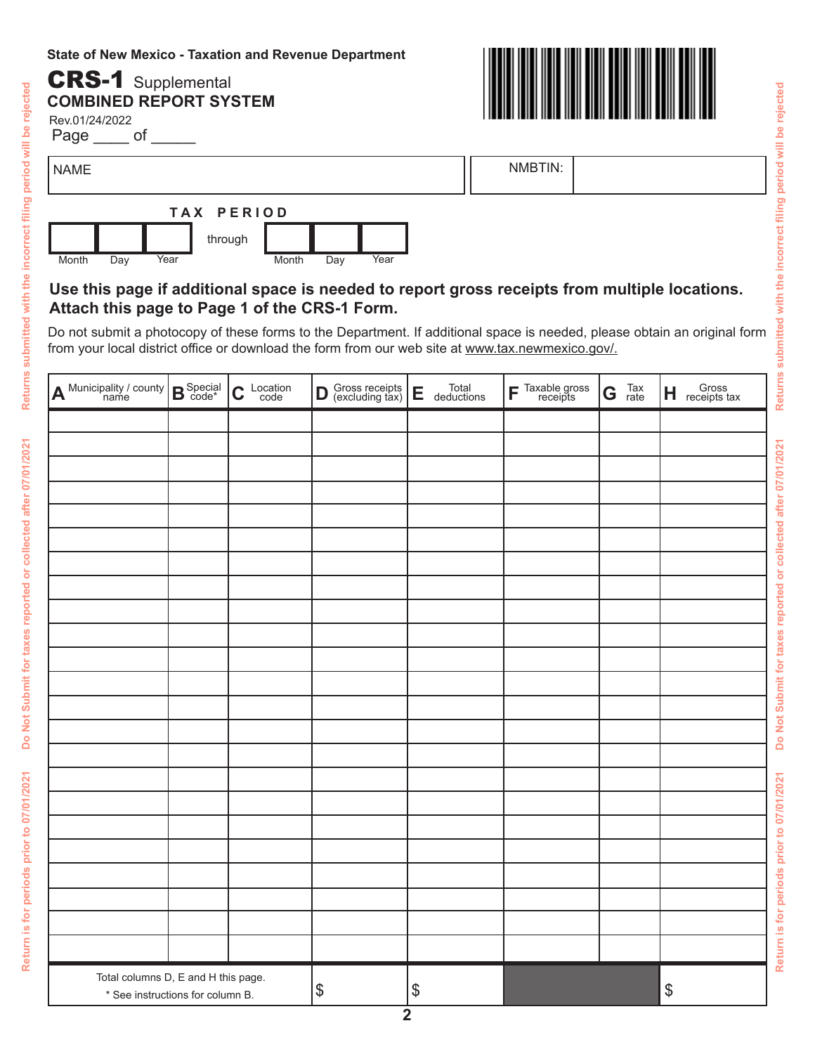State of New Mexico - Taxation and Revenue Department

# CRS-1 Supplemental
## COMBINED REPORT SYSTEM

Rev.01/24/2022

Page ____ of _____

| NAME | NMBTIN: |
|---|---|
| | |

**TAX PERIOD**

| Month | Day | Year | through | Month | Day | Year |
|---|---|---|---|---|---|---|
| | | | | | | |

**Use this page if additional space is needed to report gross receipts from multiple locations. Attach this page to Page 1 of the CRS-1 Form.**

Do not submit a photocopy of these forms to the Department. If additional space is needed, please obtain an original form from your local district office or download the form from our web site at www.tax.newmexico.gov/.

| A Municipality / county name | B Special code* | C Location code | D Gross receipts (excluding tax) | E Total deductions | F Taxable gross receipts | G Tax rate | H Gross receipts tax |
|---|---|---|---|---|---|---|---|
| | | | | | | | |
| | | | | | | | |
| | | | | | | | |
| | | | | | | | |
| | | | | | | | |
| | | | | | | | |
| | | | | | | | |
| | | | | | | | |
| | | | | | | | |
| | | | | | | | |
| | | | | | | | |
| | | | | | | | |
| | | | | | | | |
| | | | | | | | |
| | | | | | | | |
| | | | | | | | |
| | | | | | | | |
| | | | | | | | |
| | | | | | | | |
| | | | | | | | |
| | | | | | | | |
| | | | | | | | |
| | | | | | | | |
| Total columns D, E and H this page. * See instructions for column B. | | | $ | $ | | | $ |

Return is for periods prior to 07/01/2021 Do Not Submit for taxes reported or collected after 07/01/2021 Returns submitted with the incorrect filing period will be rejected